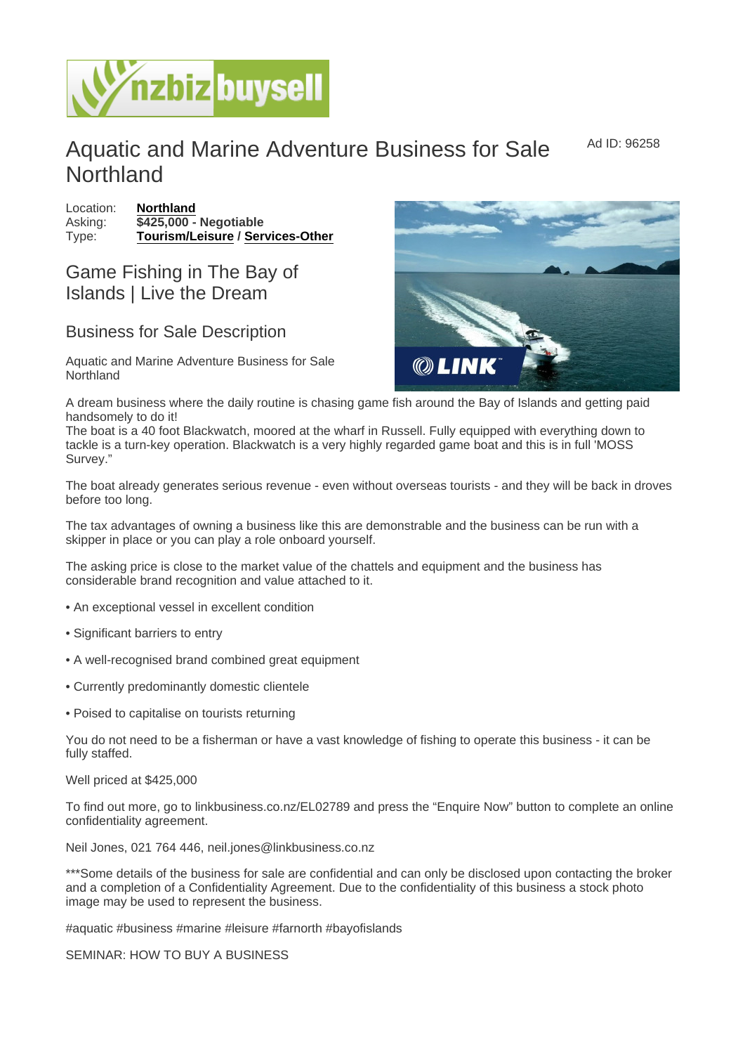# Aquatic and Marine Adventure Business for Sale Northland

Ad ID: 96258

Location: **Northland**
Asking: **$425,000 - Negotiable**
Type: **Tourism/Leisure** / **Services-Other**

## Game Fishing in The Bay of Islands | Live the Dream

## Business for Sale Description

Aquatic and Marine Adventure Business for Sale Northland

A dream business where the daily routine is chasing game fish around the Bay of Islands and getting paid handsomely to do it!
The boat is a 40 foot Blackwatch, moored at the wharf in Russell. Fully equipped with everything down to tackle is a turn-key operation. Blackwatch is a very highly regarded game boat and this is in full 'MOSS Survey."

The boat already generates serious revenue - even without overseas tourists - and they will be back in droves before too long.

The tax advantages of owning a business like this are demonstrable and the business can be run with a skipper in place or you can play a role onboard yourself.

The asking price is close to the market value of the chattels and equipment and the business has considerable brand recognition and value attached to it.

- An exceptional vessel in excellent condition
- Significant barriers to entry
- A well-recognised brand combined great equipment
- Currently predominantly domestic clientele
- Poised to capitalise on tourists returning

You do not need to be a fisherman or have a vast knowledge of fishing to operate this business - it can be fully staffed.

Well priced at $425,000

To find out more, go to linkbusiness.co.nz/EL02789 and press the "Enquire Now" button to complete an online confidentiality agreement.

Neil Jones, 021 764 446, neil.jones@linkbusiness.co.nz

***Some details of the business for sale are confidential and can only be disclosed upon contacting the broker and a completion of a Confidentiality Agreement. Due to the confidentiality of this business a stock photo image may be used to represent the business.

#aquatic #business #marine #leisure #farnorth #bayofislands

SEMINAR: HOW TO BUY A BUSINESS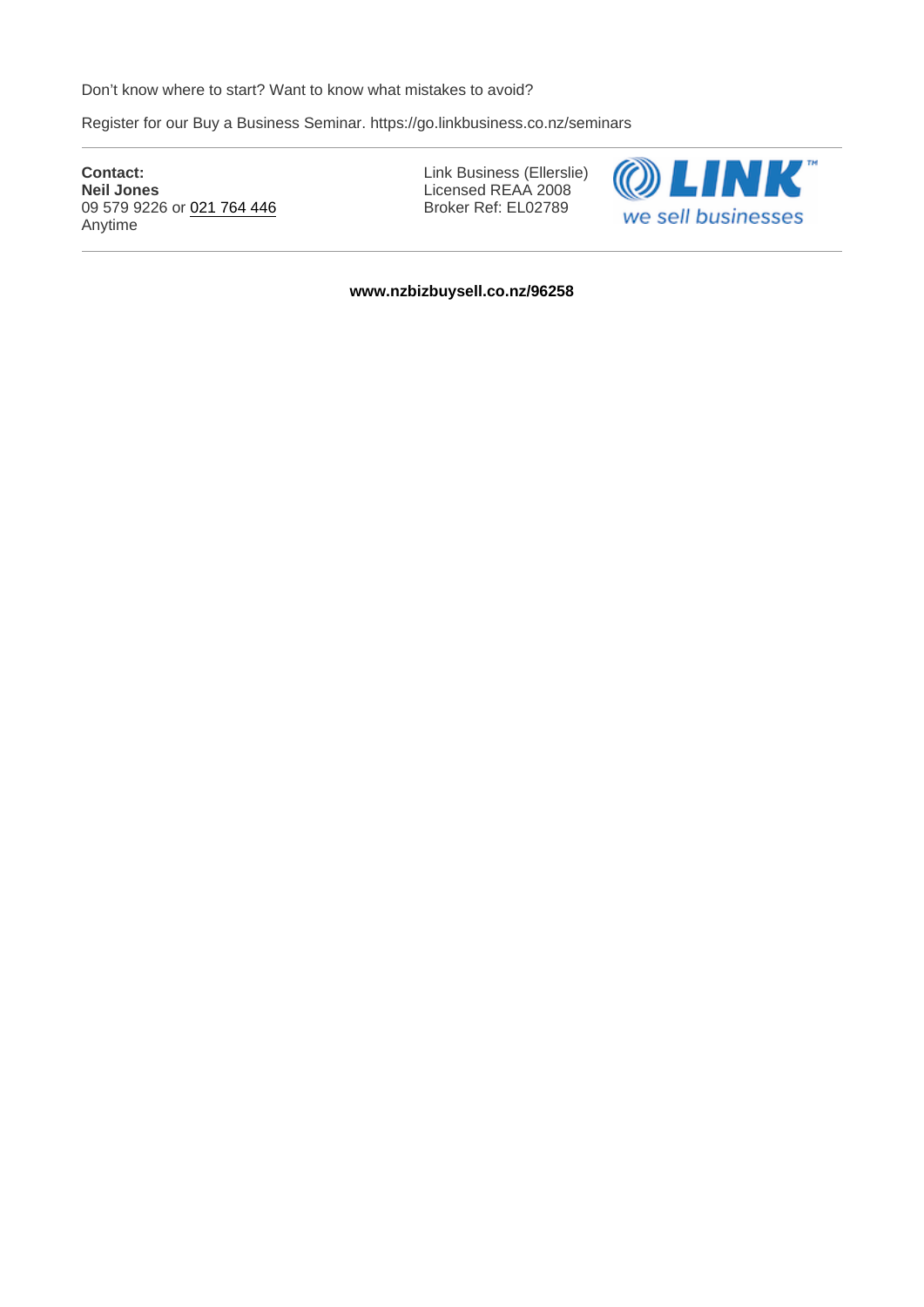Don’t know where to start? Want to know what mistakes to avoid?

Register for our Buy a Business Seminar. https://go.linkbusiness.co.nz/seminars

---

**Contact:**
**Neil Jones**
09 579 9226 or 021 764 446
Anytime

Link Business (Ellerslie)
Licensed REAA 2008
Broker Ref: EL02789

LINK™
we sell businesses

---

**www.nzbizbuysell.co.nz/96258**